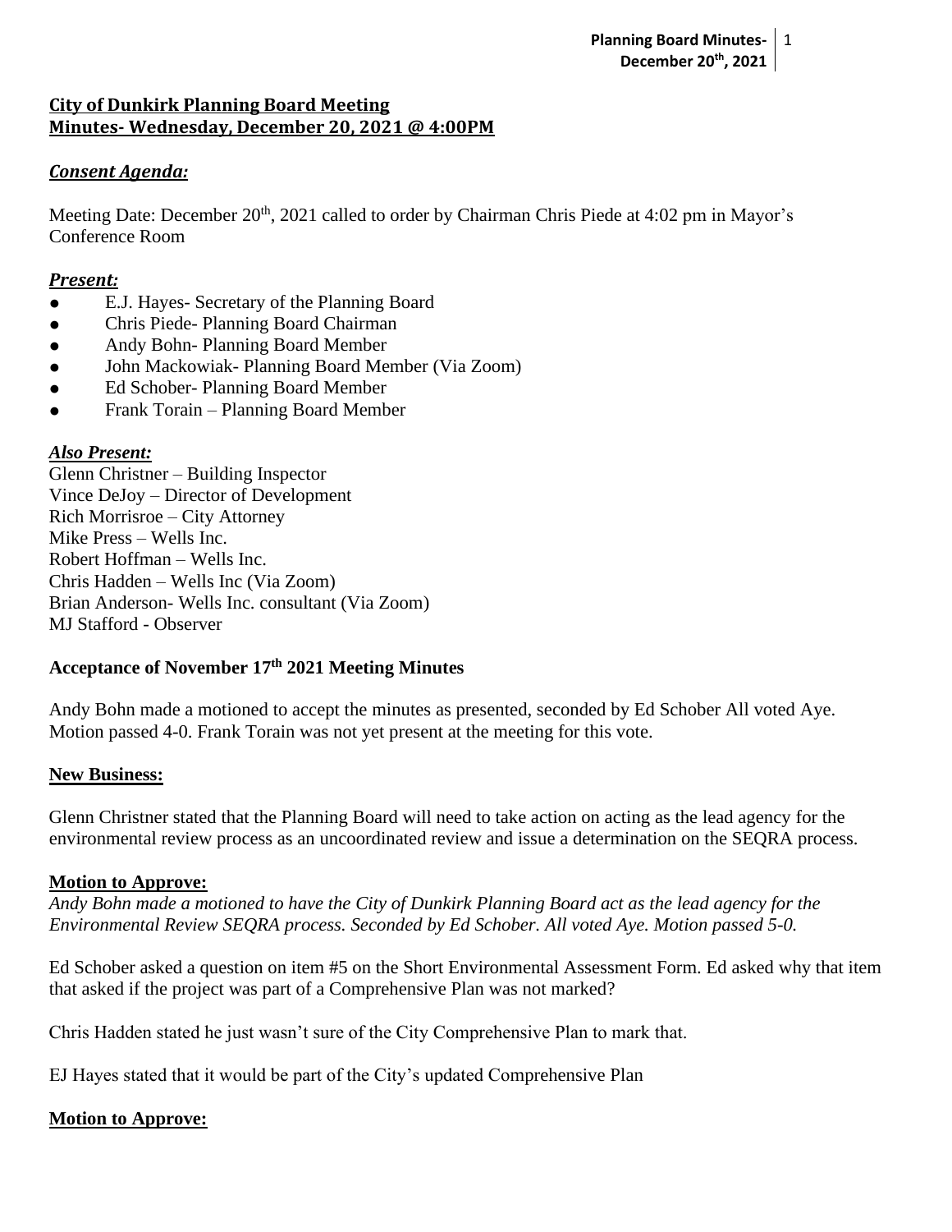## City of Dunkirk Planning Board Meeting
## Minutes- Wednesday, December 20, 2021 @ 4:00PM

### *Consent Agenda:*

Meeting Date: December 20th, 2021 called to order by Chairman Chris Piede at 4:02 pm in Mayor's Conference Room

### *Present:*

- E.J. Hayes- Secretary of the Planning Board
- Chris Piede- Planning Board Chairman
- Andy Bohn- Planning Board Member
- John Mackowiak- Planning Board Member (Via Zoom)
- Ed Schober- Planning Board Member
- Frank Torain – Planning Board Member

### *Also Present:*

Glenn Christner – Building Inspector
Vince DeJoy – Director of Development
Rich Morrisroe – City Attorney
Mike Press – Wells Inc.
Robert Hoffman – Wells Inc.
Chris Hadden – Wells Inc (Via Zoom)
Brian Anderson- Wells Inc. consultant (Via Zoom)
MJ Stafford - Observer

### Acceptance of November 17th 2021 Meeting Minutes

Andy Bohn made a motioned to accept the minutes as presented, seconded by Ed Schober All voted Aye. Motion passed 4-0. Frank Torain was not yet present at the meeting for this vote.

### New Business:

Glenn Christner stated that the Planning Board will need to take action on acting as the lead agency for the environmental review process as an uncoordinated review and issue a determination on the SEQRA process.

### Motion to Approve:

*Andy Bohn made a motioned to have the City of Dunkirk Planning Board act as the lead agency for the Environmental Review SEQRA process. Seconded by Ed Schober. All voted Aye. Motion passed 5-0.*

Ed Schober asked a question on item #5 on the Short Environmental Assessment Form. Ed asked why that item that asked if the project was part of a Comprehensive Plan was not marked?

Chris Hadden stated he just wasn't sure of the City Comprehensive Plan to mark that.

EJ Hayes stated that it would be part of the City's updated Comprehensive Plan

### Motion to Approve: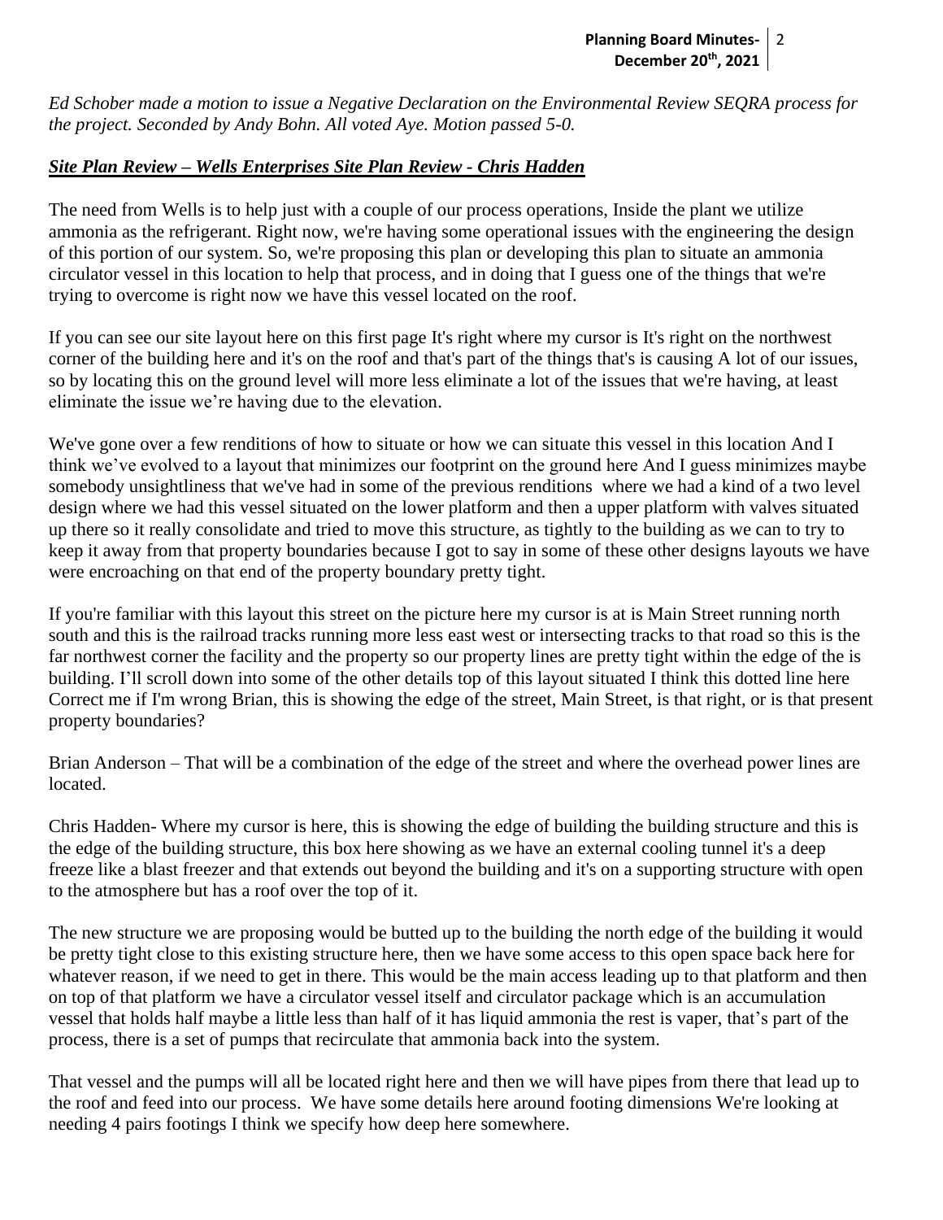*Ed Schober made a motion to issue a Negative Declaration on the Environmental Review SEQRA process for the project. Seconded by Andy Bohn. All voted Aye. Motion passed 5-0.*

***Site Plan Review – Wells Enterprises Site Plan Review - Chris Hadden***

The need from Wells is to help just with a couple of our process operations, Inside the plant we utilize ammonia as the refrigerant. Right now, we're having some operational issues with the engineering the design of this portion of our system. So, we're proposing this plan or developing this plan to situate an ammonia circulator vessel in this location to help that process, and in doing that I guess one of the things that we're trying to overcome is right now we have this vessel located on the roof.

If you can see our site layout here on this first page It's right where my cursor is It's right on the northwest corner of the building here and it's on the roof and that's part of the things that's is causing A lot of our issues, so by locating this on the ground level will more less eliminate a lot of the issues that we're having, at least eliminate the issue we're having due to the elevation.

We've gone over a few renditions of how to situate or how we can situate this vessel in this location And I think we've evolved to a layout that minimizes our footprint on the ground here And I guess minimizes maybe somebody unsightliness that we've had in some of the previous renditions where we had a kind of a two level design where we had this vessel situated on the lower platform and then a upper platform with valves situated up there so it really consolidate and tried to move this structure, as tightly to the building as we can to try to keep it away from that property boundaries because I got to say in some of these other designs layouts we have were encroaching on that end of the property boundary pretty tight.

If you're familiar with this layout this street on the picture here my cursor is at is Main Street running north south and this is the railroad tracks running more less east west or intersecting tracks to that road so this is the far northwest corner the facility and the property so our property lines are pretty tight within the edge of the is building. I'll scroll down into some of the other details top of this layout situated I think this dotted line here Correct me if I'm wrong Brian, this is showing the edge of the street, Main Street, is that right, or is that present property boundaries?

Brian Anderson – That will be a combination of the edge of the street and where the overhead power lines are located.

Chris Hadden- Where my cursor is here, this is showing the edge of building the building structure and this is the edge of the building structure, this box here showing as we have an external cooling tunnel it's a deep freeze like a blast freezer and that extends out beyond the building and it's on a supporting structure with open to the atmosphere but has a roof over the top of it.

The new structure we are proposing would be butted up to the building the north edge of the building it would be pretty tight close to this existing structure here, then we have some access to this open space back here for whatever reason, if we need to get in there. This would be the main access leading up to that platform and then on top of that platform we have a circulator vessel itself and circulator package which is an accumulation vessel that holds half maybe a little less than half of it has liquid ammonia the rest is vaper, that's part of the process, there is a set of pumps that recirculate that ammonia back into the system.

That vessel and the pumps will all be located right here and then we will have pipes from there that lead up to the roof and feed into our process. We have some details here around footing dimensions We're looking at needing 4 pairs footings I think we specify how deep here somewhere.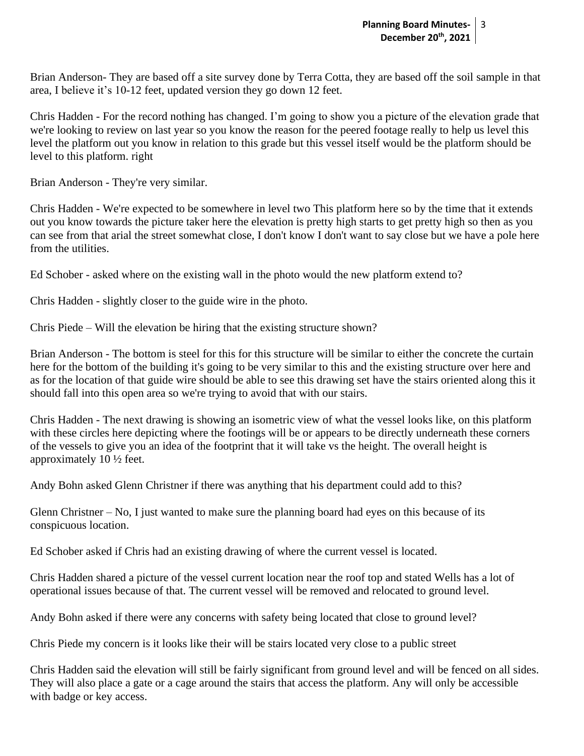Brian Anderson- They are based off a site survey done by Terra Cotta, they are based off the soil sample in that area, I believe it's 10-12 feet, updated version they go down 12 feet.

Chris Hadden - For the record nothing has changed. I'm going to show you a picture of the elevation grade that we're looking to review on last year so you know the reason for the peered footage really to help us level this level the platform out you know in relation to this grade but this vessel itself would be the platform should be level to this platform. right

Brian Anderson - They're very similar.

Chris Hadden - We're expected to be somewhere in level two This platform here so by the time that it extends out you know towards the picture taker here the elevation is pretty high starts to get pretty high so then as you can see from that arial the street somewhat close, I don't know I don't want to say close but we have a pole here from the utilities.

Ed Schober - asked where on the existing wall in the photo would the new platform extend to?

Chris Hadden - slightly closer to the guide wire in the photo.

Chris Piede – Will the elevation be hiring that the existing structure shown?

Brian Anderson - The bottom is steel for this for this structure will be similar to either the concrete the curtain here for the bottom of the building it's going to be very similar to this and the existing structure over here and as for the location of that guide wire should be able to see this drawing set have the stairs oriented along this it should fall into this open area so we're trying to avoid that with our stairs.

Chris Hadden - The next drawing is showing an isometric view of what the vessel looks like, on this platform with these circles here depicting where the footings will be or appears to be directly underneath these corners of the vessels to give you an idea of the footprint that it will take vs the height. The overall height is approximately 10 ½ feet.

Andy Bohn asked Glenn Christner if there was anything that his department could add to this?

Glenn Christner – No, I just wanted to make sure the planning board had eyes on this because of its conspicuous location.

Ed Schober asked if Chris had an existing drawing of where the current vessel is located.

Chris Hadden shared a picture of the vessel current location near the roof top and stated Wells has a lot of operational issues because of that. The current vessel will be removed and relocated to ground level.

Andy Bohn asked if there were any concerns with safety being located that close to ground level?

Chris Piede my concern is it looks like their will be stairs located very close to a public street

Chris Hadden said the elevation will still be fairly significant from ground level and will be fenced on all sides. They will also place a gate or a cage around the stairs that access the platform. Any will only be accessible with badge or key access.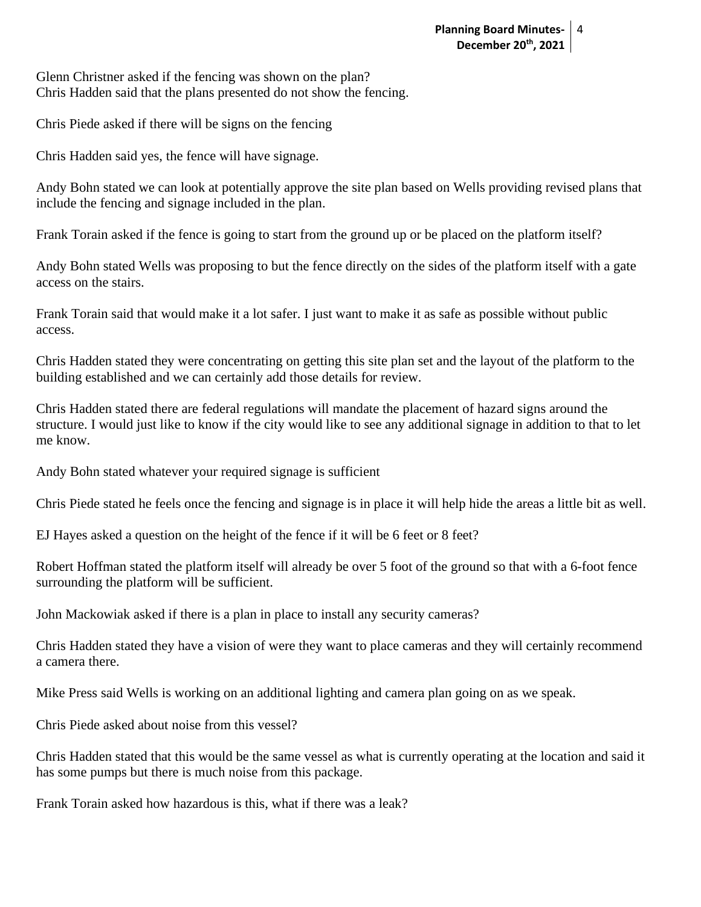Glenn Christner asked if the fencing was shown on the plan?
Chris Hadden said that the plans presented do not show the fencing.

Chris Piede asked if there will be signs on the fencing

Chris Hadden said yes, the fence will have signage.

Andy Bohn stated we can look at potentially approve the site plan based on Wells providing revised plans that include the fencing and signage included in the plan.

Frank Torain asked if the fence is going to start from the ground up or be placed on the platform itself?

Andy Bohn stated Wells was proposing to but the fence directly on the sides of the platform itself with a gate access on the stairs.

Frank Torain said that would make it a lot safer. I just want to make it as safe as possible without public access.

Chris Hadden stated they were concentrating on getting this site plan set and the layout of the platform to the building established and we can certainly add those details for review.

Chris Hadden stated there are federal regulations will mandate the placement of hazard signs around the structure. I would just like to know if the city would like to see any additional signage in addition to that to let me know.

Andy Bohn stated whatever your required signage is sufficient

Chris Piede stated he feels once the fencing and signage is in place it will help hide the areas a little bit as well.

EJ Hayes asked a question on the height of the fence if it will be 6 feet or 8 feet?

Robert Hoffman stated the platform itself will already be over 5 foot of the ground so that with a 6-foot fence surrounding the platform will be sufficient.

John Mackowiak asked if there is a plan in place to install any security cameras?

Chris Hadden stated they have a vision of were they want to place cameras and they will certainly recommend a camera there.

Mike Press said Wells is working on an additional lighting and camera plan going on as we speak.

Chris Piede asked about noise from this vessel?

Chris Hadden stated that this would be the same vessel as what is currently operating at the location and said it has some pumps but there is much noise from this package.

Frank Torain asked how hazardous is this, what if there was a leak?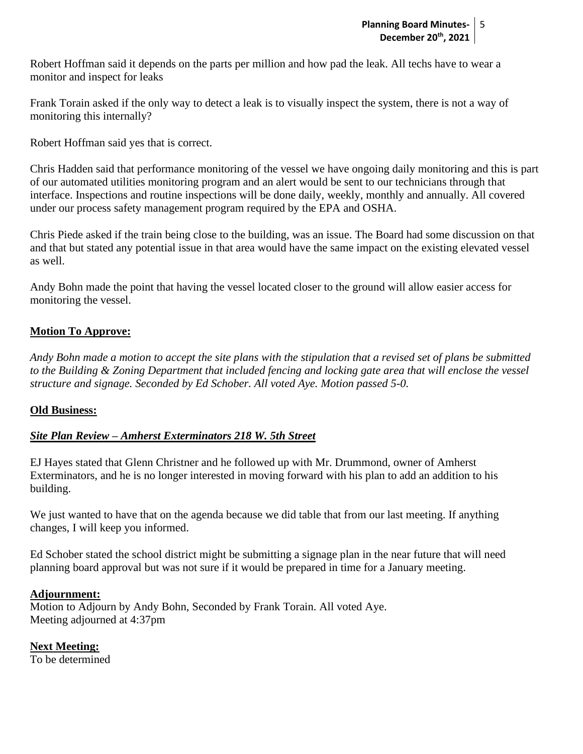Robert Hoffman said it depends on the parts per million and how pad the leak. All techs have to wear a monitor and inspect for leaks

Frank Torain asked if the only way to detect a leak is to visually inspect the system, there is not a way of monitoring this internally?

Robert Hoffman said yes that is correct.

Chris Hadden said that performance monitoring of the vessel we have ongoing daily monitoring and this is part of our automated utilities monitoring program and an alert would be sent to our technicians through that interface. Inspections and routine inspections will be done daily, weekly, monthly and annually. All covered under our process safety management program required by the EPA and OSHA.

Chris Piede asked if the train being close to the building, was an issue. The Board had some discussion on that and that but stated any potential issue in that area would have the same impact on the existing elevated vessel as well.

Andy Bohn made the point that having the vessel located closer to the ground will allow easier access for monitoring the vessel.

**Motion To Approve:**

*Andy Bohn made a motion to accept the site plans with the stipulation that a revised set of plans be submitted to the Building & Zoning Department that included fencing and locking gate area that will enclose the vessel structure and signage. Seconded by Ed Schober. All voted Aye. Motion passed 5-0.*

**Old Business:**

***Site Plan Review – Amherst Exterminators 218 W. 5th Street***

EJ Hayes stated that Glenn Christner and he followed up with Mr. Drummond, owner of Amherst Exterminators, and he is no longer interested in moving forward with his plan to add an addition to his building.

We just wanted to have that on the agenda because we did table that from our last meeting. If anything changes, I will keep you informed.

Ed Schober stated the school district might be submitting a signage plan in the near future that will need planning board approval but was not sure if it would be prepared in time for a January meeting.

**Adjournment:**

Motion to Adjourn by Andy Bohn, Seconded by Frank Torain. All voted Aye.
Meeting adjourned at 4:37pm

**Next Meeting:**

To be determined